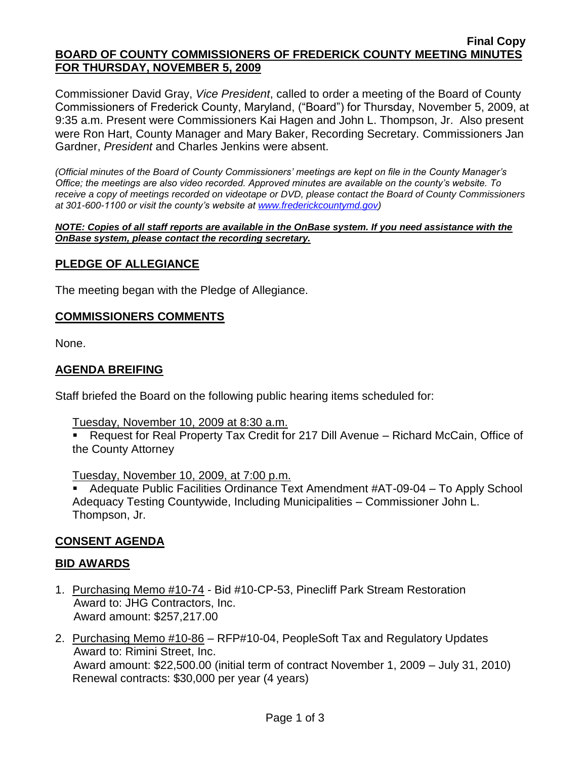**Final Copy**

**BOARD OF COUNTY COMMISSIONERS OF FREDERICK COUNTY MEETING MINUTES FOR THURSDAY, NOVEMBER 5, 2009**

Commissioner David Gray, *Vice President*, called to order a meeting of the Board of County Commissioners of Frederick County, Maryland, ("Board") for Thursday, November 5, 2009, at 9:35 a.m. Present were Commissioners Kai Hagen and John L. Thompson, Jr. Also present were Ron Hart, County Manager and Mary Baker, Recording Secretary. Commissioners Jan Gardner, *President* and Charles Jenkins were absent.

*(Official minutes of the Board of County Commissioners' meetings are kept on file in the County Manager's Office; the meetings are also video recorded. Approved minutes are available on the county's website. To receive a copy of meetings recorded on videotape or DVD, please contact the Board of County Commissioners at 301-600-1100 or visit the county's website at www.frederickcountymd.gov)*

***NOTE: Copies of all staff reports are available in the OnBase system. If you need assistance with the OnBase system, please contact the recording secretary.***

## PLEDGE OF ALLEGIANCE

The meeting began with the Pledge of Allegiance.

## COMMISSIONERS COMMENTS

None.

## AGENDA BREIFING

Staff briefed the Board on the following public hearing items scheduled for:

Tuesday, November 10, 2009 at 8:30 a.m.

- Request for Real Property Tax Credit for 217 Dill Avenue – Richard McCain, Office of the County Attorney

Tuesday, November 10, 2009, at 7:00 p.m.

- Adequate Public Facilities Ordinance Text Amendment #AT-09-04 – To Apply School Adequacy Testing Countywide, Including Municipalities – Commissioner John L. Thompson, Jr.

## CONSENT AGENDA

## BID AWARDS

1. Purchasing Memo #10-74 - Bid #10-CP-53, Pinecliff Park Stream Restoration
   Award to: JHG Contractors, Inc.
   Award amount: $257,217.00

2. Purchasing Memo #10-86 – RFP#10-04, PeopleSoft Tax and Regulatory Updates
   Award to: Rimini Street, Inc.
   Award amount: $22,500.00 (initial term of contract November 1, 2009 – July 31, 2010)
   Renewal contracts: $30,000 per year (4 years)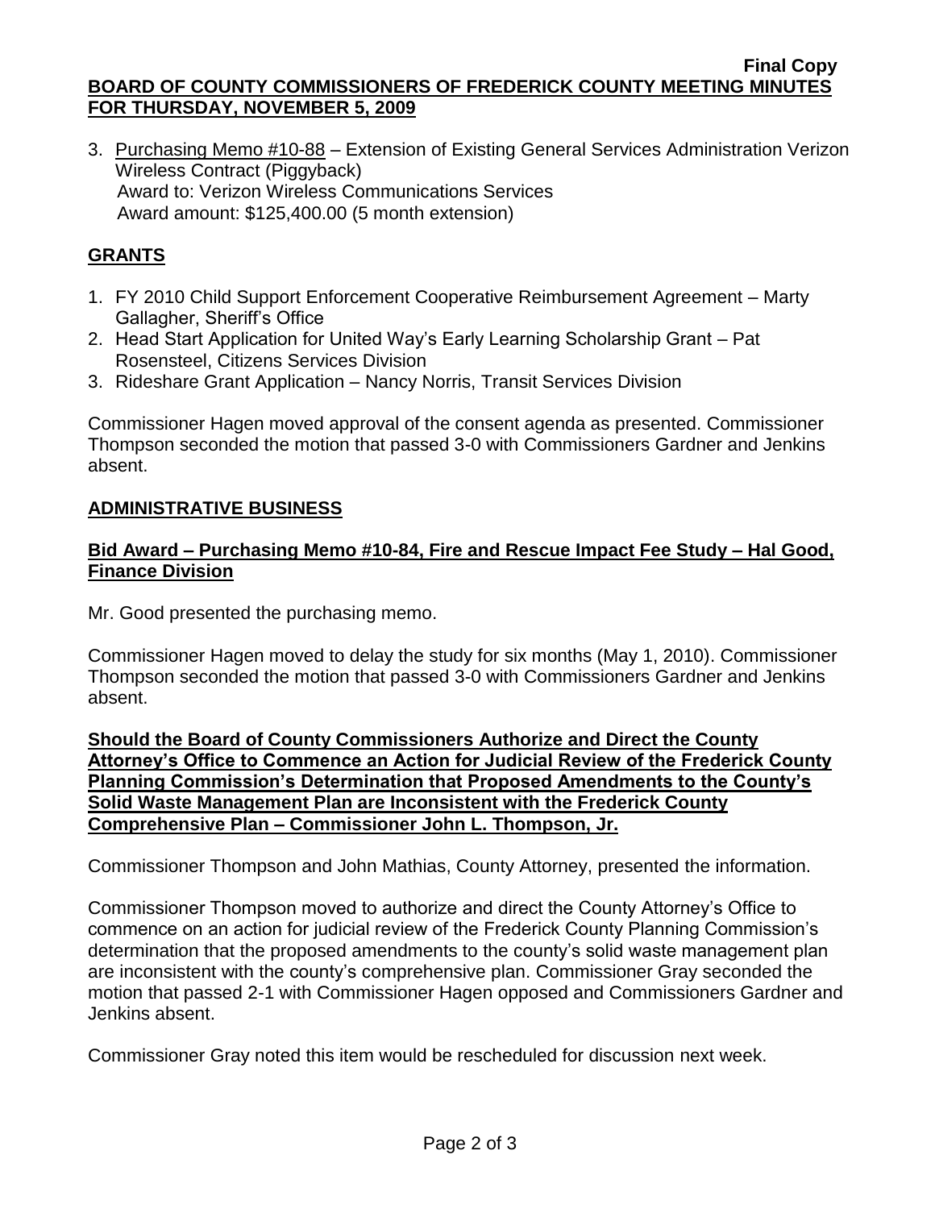3. Purchasing Memo #10-88 – Extension of Existing General Services Administration Verizon Wireless Contract (Piggyback)
   Award to: Verizon Wireless Communications Services
   Award amount: $125,400.00 (5 month extension)

## GRANTS

1. FY 2010 Child Support Enforcement Cooperative Reimbursement Agreement – Marty Gallagher, Sheriff's Office
2. Head Start Application for United Way's Early Learning Scholarship Grant – Pat Rosensteel, Citizens Services Division
3. Rideshare Grant Application – Nancy Norris, Transit Services Division

Commissioner Hagen moved approval of the consent agenda as presented. Commissioner Thompson seconded the motion that passed 3-0 with Commissioners Gardner and Jenkins absent.

## ADMINISTRATIVE BUSINESS

### Bid Award – Purchasing Memo #10-84, Fire and Rescue Impact Fee Study – Hal Good, Finance Division

Mr. Good presented the purchasing memo.

Commissioner Hagen moved to delay the study for six months (May 1, 2010). Commissioner Thompson seconded the motion that passed 3-0 with Commissioners Gardner and Jenkins absent.

### Should the Board of County Commissioners Authorize and Direct the County Attorney's Office to Commence an Action for Judicial Review of the Frederick County Planning Commission's Determination that Proposed Amendments to the County's Solid Waste Management Plan are Inconsistent with the Frederick County Comprehensive Plan – Commissioner John L. Thompson, Jr.

Commissioner Thompson and John Mathias, County Attorney, presented the information.

Commissioner Thompson moved to authorize and direct the County Attorney's Office to commence on an action for judicial review of the Frederick County Planning Commission's determination that the proposed amendments to the county's solid waste management plan are inconsistent with the county's comprehensive plan. Commissioner Gray seconded the motion that passed 2-1 with Commissioner Hagen opposed and Commissioners Gardner and Jenkins absent.

Commissioner Gray noted this item would be rescheduled for discussion next week.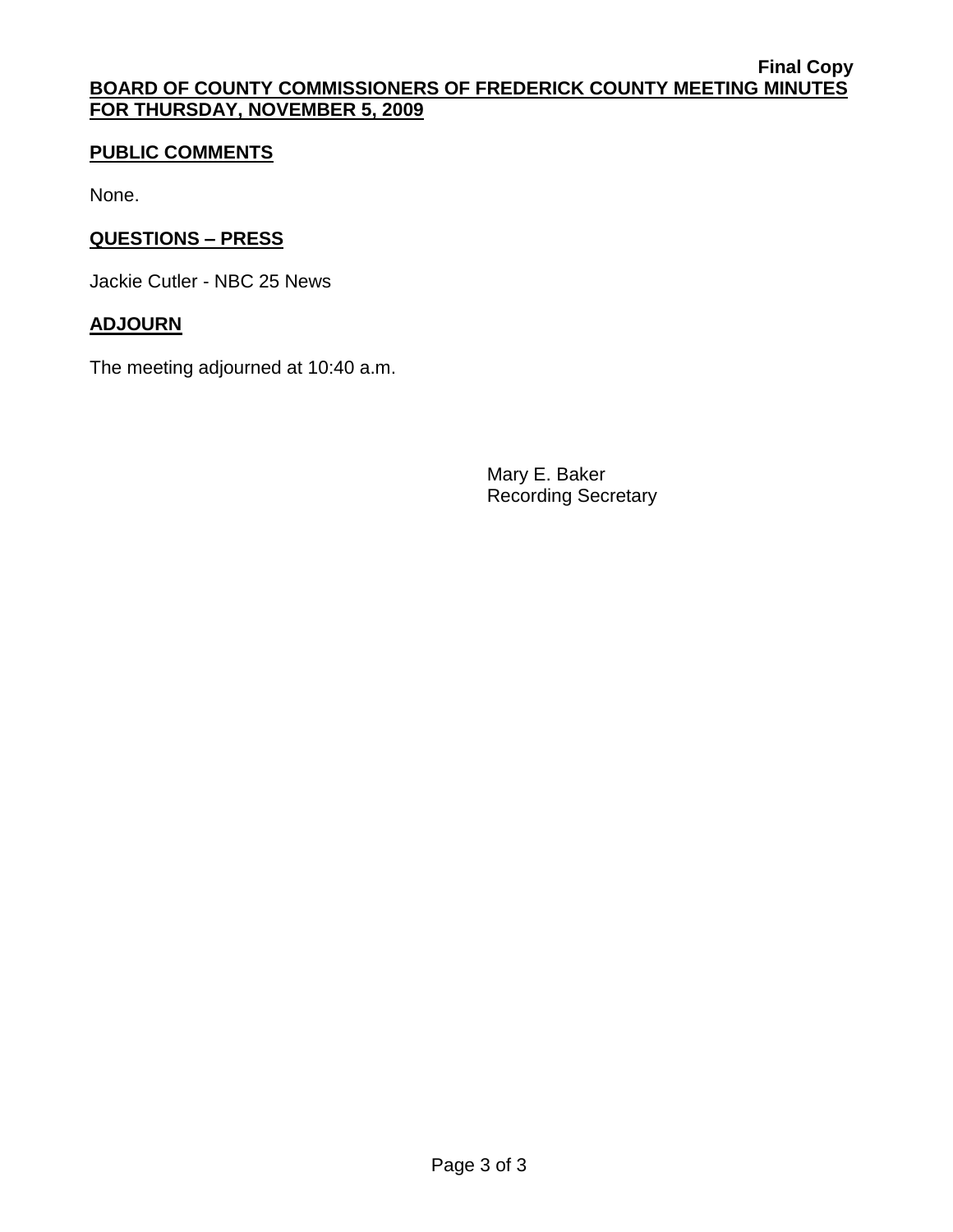**Final Copy**

**BOARD OF COUNTY COMMISSIONERS OF FREDERICK COUNTY MEETING MINUTES FOR THURSDAY, NOVEMBER 5, 2009**

## PUBLIC COMMENTS

None.

## QUESTIONS – PRESS

Jackie Cutler - NBC 25 News

## ADJOURN

The meeting adjourned at 10:40 a.m.

Mary E. Baker
Recording Secretary